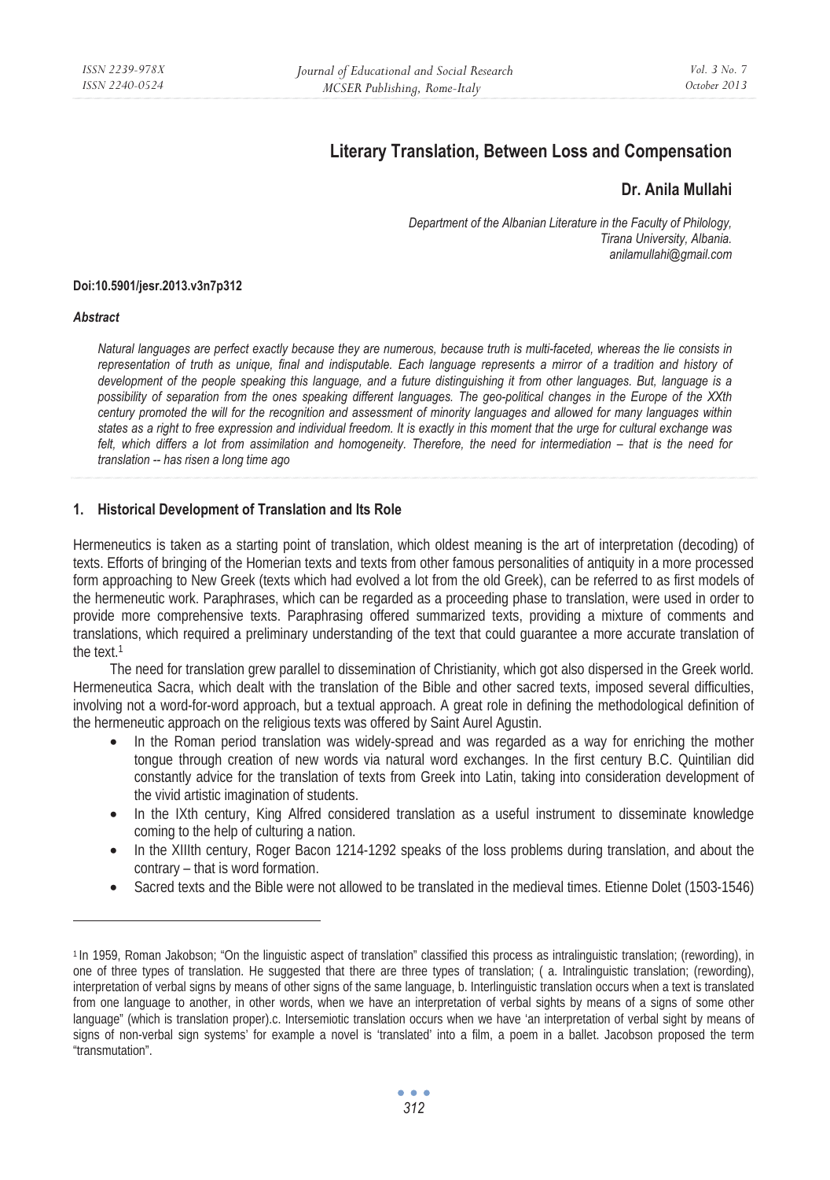# Literary Translation, Between Loss and Compensation

## Dr. Anila Mullahi

*Department of the Albanian Literature in the Faculty of Philology,*
*Tirana University, Albania.*
*anilamullahi@gmail.com*

**Doi:10.5901/jesr.2013.v3n7p312**

***Abstract***

*Natural languages are perfect exactly because they are numerous, because truth is multi-faceted, whereas the lie consists in representation of truth as unique, final and indisputable. Each language represents a mirror of a tradition and history of development of the people speaking this language, and a future distinguishing it from other languages. But, language is a possibility of separation from the ones speaking different languages. The geo-political changes in the Europe of the XXth century promoted the will for the recognition and assessment of minority languages and allowed for many languages within states as a right to free expression and individual freedom. It is exactly in this moment that the urge for cultural exchange was felt, which differs a lot from assimilation and homogeneity. Therefore, the need for intermediation – that is the need for translation -- has risen a long time ago*

### 1. Historical Development of Translation and Its Role

Hermeneutics is taken as a starting point of translation, which oldest meaning is the art of interpretation (decoding) of texts. Efforts of bringing of the Homerian texts and texts from other famous personalities of antiquity in a more processed form approaching to New Greek (texts which had evolved a lot from the old Greek), can be referred to as first models of the hermeneutic work. Paraphrases, which can be regarded as a proceeding phase to translation, were used in order to provide more comprehensive texts. Paraphrasing offered summarized texts, providing a mixture of comments and translations, which required a preliminary understanding of the text that could guarantee a more accurate translation of the text.[1]

The need for translation grew parallel to dissemination of Christianity, which got also dispersed in the Greek world. Hermeneutica Sacra, which dealt with the translation of the Bible and other sacred texts, imposed several difficulties, involving not a word-for-word approach, but a textual approach. A great role in defining the methodological definition of the hermeneutic approach on the religious texts was offered by Saint Aurel Agustin.

- In the Roman period translation was widely-spread and was regarded as a way for enriching the mother tongue through creation of new words via natural word exchanges. In the first century B.C. Quintilian did constantly advice for the translation of texts from Greek into Latin, taking into consideration development of the vivid artistic imagination of students.
- In the IXth century, King Alfred considered translation as a useful instrument to disseminate knowledge coming to the help of culturing a nation.
- In the XIIIth century, Roger Bacon 1214-1292 speaks of the loss problems during translation, and about the contrary – that is word formation.
- Sacred texts and the Bible were not allowed to be translated in the medieval times. Etienne Dolet (1503-1546)

---

[1] In 1959, Roman Jakobson; "On the linguistic aspect of translation" classified this process as intralinguistic translation; (rewording), in one of three types of translation. He suggested that there are three types of translation; ( a. Intralinguistic translation; (rewording), interpretation of verbal signs by means of other signs of the same language, b. Interlinguistic translation occurs when a text is translated from one language to another, in other words, when we have an interpretation of verbal sights by means of a signs of some other language" (which is translation proper).c. Intersemiotic translation occurs when we have 'an interpretation of verbal sight by means of signs of non-verbal sign systems' for example a novel is 'translated' into a film, a poem in a ballet. Jacobson proposed the term "transmutation".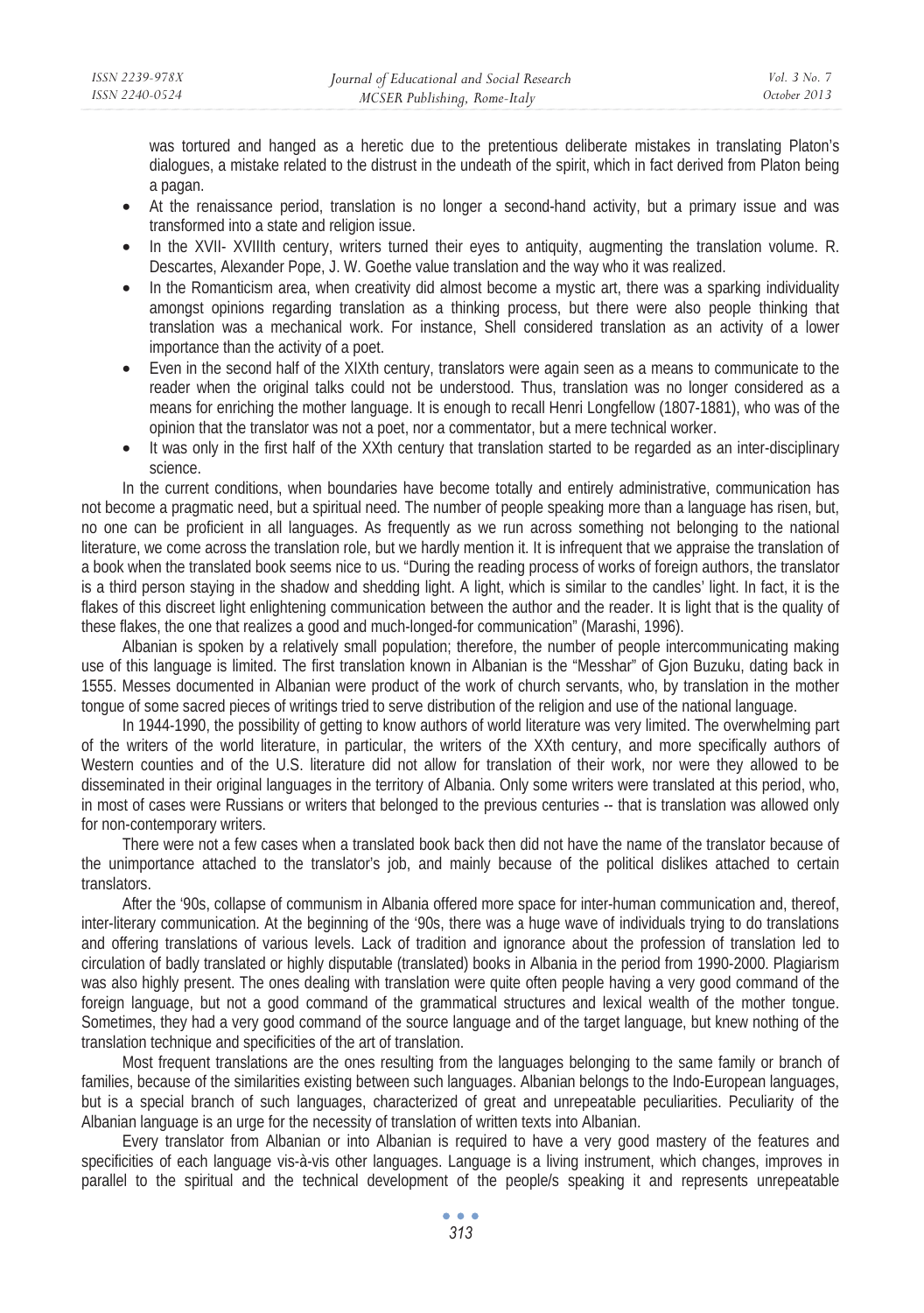was tortured and hanged as a heretic due to the pretentious deliberate mistakes in translating Platon's dialogues, a mistake related to the distrust in the undeath of the spirit, which in fact derived from Platon being a pagan.

- At the renaissance period, translation is no longer a second-hand activity, but a primary issue and was transformed into a state and religion issue.
- In the XVII- XVIIIth century, writers turned their eyes to antiquity, augmenting the translation volume. R. Descartes, Alexander Pope, J. W. Goethe value translation and the way who it was realized.
- In the Romanticism area, when creativity did almost become a mystic art, there was a sparking individuality amongst opinions regarding translation as a thinking process, but there were also people thinking that translation was a mechanical work. For instance, Shell considered translation as an activity of a lower importance than the activity of a poet.
- Even in the second half of the XIXth century, translators were again seen as a means to communicate to the reader when the original talks could not be understood. Thus, translation was no longer considered as a means for enriching the mother language. It is enough to recall Henri Longfellow (1807-1881), who was of the opinion that the translator was not a poet, nor a commentator, but a mere technical worker.
- It was only in the first half of the XXth century that translation started to be regarded as an inter-disciplinary science.

In the current conditions, when boundaries have become totally and entirely administrative, communication has not become a pragmatic need, but a spiritual need. The number of people speaking more than a language has risen, but, no one can be proficient in all languages. As frequently as we run across something not belonging to the national literature, we come across the translation role, but we hardly mention it. It is infrequent that we appraise the translation of a book when the translated book seems nice to us. "During the reading process of works of foreign authors, the translator is a third person staying in the shadow and shedding light. A light, which is similar to the candles' light. In fact, it is the flakes of this discreet light enlightening communication between the author and the reader. It is light that is the quality of these flakes, the one that realizes a good and much-longed-for communication" (Marashi, 1996).

Albanian is spoken by a relatively small population; therefore, the number of people intercommunicating making use of this language is limited. The first translation known in Albanian is the "Messhar" of Gjon Buzuku, dating back in 1555. Messes documented in Albanian were product of the work of church servants, who, by translation in the mother tongue of some sacred pieces of writings tried to serve distribution of the religion and use of the national language.

In 1944-1990, the possibility of getting to know authors of world literature was very limited. The overwhelming part of the writers of the world literature, in particular, the writers of the XXth century, and more specifically authors of Western counties and of the U.S. literature did not allow for translation of their work, nor were they allowed to be disseminated in their original languages in the territory of Albania. Only some writers were translated at this period, who, in most of cases were Russians or writers that belonged to the previous centuries -- that is translation was allowed only for non-contemporary writers.

There were not a few cases when a translated book back then did not have the name of the translator because of the unimportance attached to the translator's job, and mainly because of the political dislikes attached to certain translators.

After the '90s, collapse of communism in Albania offered more space for inter-human communication and, thereof, inter-literary communication. At the beginning of the '90s, there was a huge wave of individuals trying to do translations and offering translations of various levels. Lack of tradition and ignorance about the profession of translation led to circulation of badly translated or highly disputable (translated) books in Albania in the period from 1990-2000. Plagiarism was also highly present. The ones dealing with translation were quite often people having a very good command of the foreign language, but not a good command of the grammatical structures and lexical wealth of the mother tongue. Sometimes, they had a very good command of the source language and of the target language, but knew nothing of the translation technique and specificities of the art of translation.

Most frequent translations are the ones resulting from the languages belonging to the same family or branch of families, because of the similarities existing between such languages. Albanian belongs to the Indo-European languages, but is a special branch of such languages, characterized of great and unrepeatable peculiarities. Peculiarity of the Albanian language is an urge for the necessity of translation of written texts into Albanian.

Every translator from Albanian or into Albanian is required to have a very good mastery of the features and specificities of each language vis-à-vis other languages. Language is a living instrument, which changes, improves in parallel to the spiritual and the technical development of the people/s speaking it and represents unrepeatable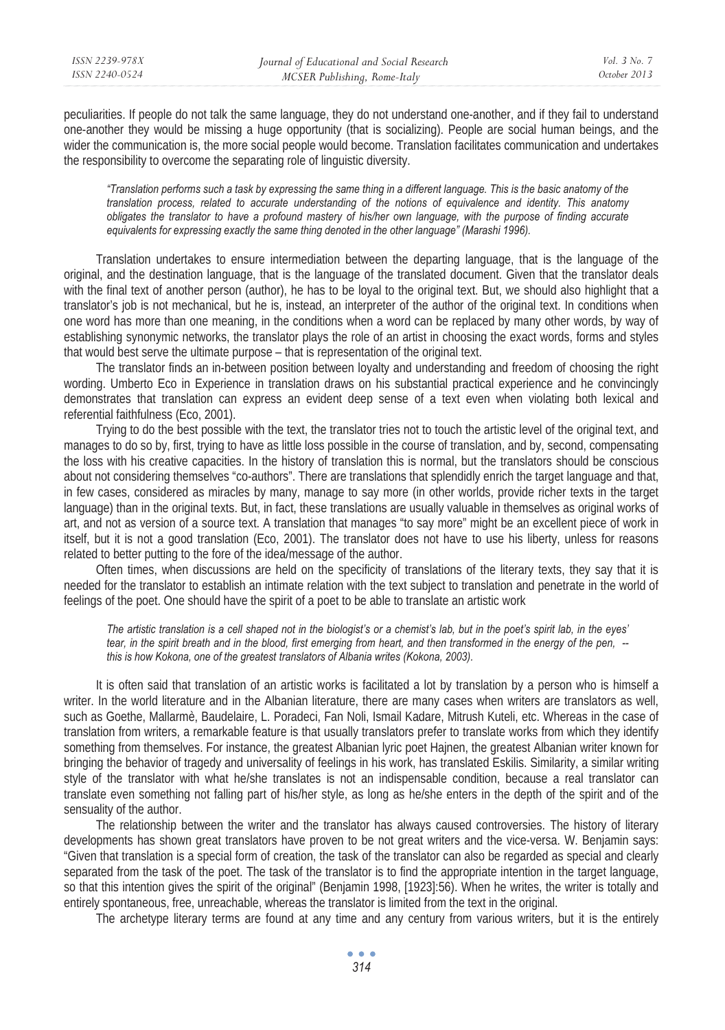peculiarities. If people do not talk the same language, they do not understand one-another, and if they fail to understand one-another they would be missing a huge opportunity (that is socializing). People are social human beings, and the wider the communication is, the more social people would become. Translation facilitates communication and undertakes the responsibility to overcome the separating role of linguistic diversity.

> *"Translation performs such a task by expressing the same thing in a different language. This is the basic anatomy of the translation process, related to accurate understanding of the notions of equivalence and identity. This anatomy obligates the translator to have a profound mastery of his/her own language, with the purpose of finding accurate equivalents for expressing exactly the same thing denoted in the other language" (Marashi 1996).*

Translation undertakes to ensure intermediation between the departing language, that is the language of the original, and the destination language, that is the language of the translated document. Given that the translator deals with the final text of another person (author), he has to be loyal to the original text. But, we should also highlight that a translator's job is not mechanical, but he is, instead, an interpreter of the author of the original text. In conditions when one word has more than one meaning, in the conditions when a word can be replaced by many other words, by way of establishing synonymic networks, the translator plays the role of an artist in choosing the exact words, forms and styles that would best serve the ultimate purpose – that is representation of the original text.

The translator finds an in-between position between loyalty and understanding and freedom of choosing the right wording. Umberto Eco in Experience in translation draws on his substantial practical experience and he convincingly demonstrates that translation can express an evident deep sense of a text even when violating both lexical and referential faithfulness (Eco, 2001).

Trying to do the best possible with the text, the translator tries not to touch the artistic level of the original text, and manages to do so by, first, trying to have as little loss possible in the course of translation, and by, second, compensating the loss with his creative capacities. In the history of translation this is normal, but the translators should be conscious about not considering themselves "co-authors". There are translations that splendidly enrich the target language and that, in few cases, considered as miracles by many, manage to say more (in other worlds, provide richer texts in the target language) than in the original texts. But, in fact, these translations are usually valuable in themselves as original works of art, and not as version of a source text. A translation that manages "to say more" might be an excellent piece of work in itself, but it is not a good translation (Eco, 2001). The translator does not have to use his liberty, unless for reasons related to better putting to the fore of the idea/message of the author.

Often times, when discussions are held on the specificity of translations of the literary texts, they say that it is needed for the translator to establish an intimate relation with the text subject to translation and penetrate in the world of feelings of the poet. One should have the spirit of a poet to be able to translate an artistic work

> *The artistic translation is a cell shaped not in the biologist's or a chemist's lab, but in the poet's spirit lab, in the eyes' tear, in the spirit breath and in the blood, first emerging from heart, and then transformed in the energy of the pen, -- this is how Kokona, one of the greatest translators of Albania writes (Kokona, 2003).*

It is often said that translation of an artistic works is facilitated a lot by translation by a person who is himself a writer. In the world literature and in the Albanian literature, there are many cases when writers are translators as well, such as Goethe, Mallarmè, Baudelaire, L. Poradeci, Fan Noli, Ismail Kadare, Mitrush Kuteli, etc. Whereas in the case of translation from writers, a remarkable feature is that usually translators prefer to translate works from which they identify something from themselves. For instance, the greatest Albanian lyric poet Hajnen, the greatest Albanian writer known for bringing the behavior of tragedy and universality of feelings in his work, has translated Eskilis. Similarity, a similar writing style of the translator with what he/she translates is not an indispensable condition, because a real translator can translate even something not falling part of his/her style, as long as he/she enters in the depth of the spirit and of the sensuality of the author.

The relationship between the writer and the translator has always caused controversies. The history of literary developments has shown great translators have proven to be not great writers and the vice-versa. W. Benjamin says: "Given that translation is a special form of creation, the task of the translator can also be regarded as special and clearly separated from the task of the poet. The task of the translator is to find the appropriate intention in the target language, so that this intention gives the spirit of the original" (Benjamin 1998, [1923]:56). When he writes, the writer is totally and entirely spontaneous, free, unreachable, whereas the translator is limited from the text in the original.

The archetype literary terms are found at any time and any century from various writers, but it is the entirely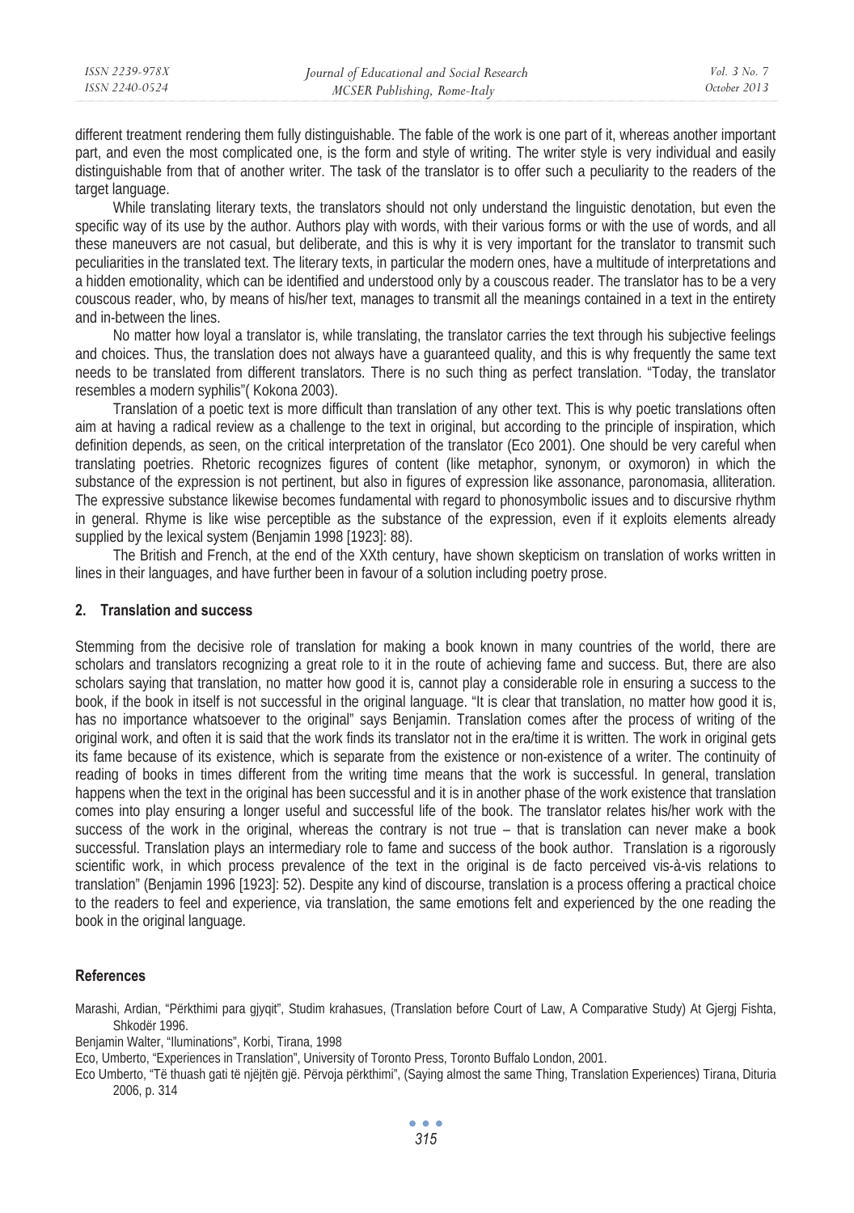different treatment rendering them fully distinguishable. The fable of the work is one part of it, whereas another important part, and even the most complicated one, is the form and style of writing. The writer style is very individual and easily distinguishable from that of another writer. The task of the translator is to offer such a peculiarity to the readers of the target language.

While translating literary texts, the translators should not only understand the linguistic denotation, but even the specific way of its use by the author. Authors play with words, with their various forms or with the use of words, and all these maneuvers are not casual, but deliberate, and this is why it is very important for the translator to transmit such peculiarities in the translated text. The literary texts, in particular the modern ones, have a multitude of interpretations and a hidden emotionality, which can be identified and understood only by a couscous reader. The translator has to be a very couscous reader, who, by means of his/her text, manages to transmit all the meanings contained in a text in the entirety and in-between the lines.

No matter how loyal a translator is, while translating, the translator carries the text through his subjective feelings and choices. Thus, the translation does not always have a guaranteed quality, and this is why frequently the same text needs to be translated from different translators. There is no such thing as perfect translation. "Today, the translator resembles a modern syphilis"( Kokona 2003).

Translation of a poetic text is more difficult than translation of any other text. This is why poetic translations often aim at having a radical review as a challenge to the text in original, but according to the principle of inspiration, which definition depends, as seen, on the critical interpretation of the translator (Eco 2001). One should be very careful when translating poetries. Rhetoric recognizes figures of content (like metaphor, synonym, or oxymoron) in which the substance of the expression is not pertinent, but also in figures of expression like assonance, paronomasia, alliteration. The expressive substance likewise becomes fundamental with regard to phonosymbolic issues and to discursive rhythm in general. Rhyme is like wise perceptible as the substance of the expression, even if it exploits elements already supplied by the lexical system (Benjamin 1998 [1923]: 88).

The British and French, at the end of the XXth century, have shown skepticism on translation of works written in lines in their languages, and have further been in favour of a solution including poetry prose.

## 2. Translation and success

Stemming from the decisive role of translation for making a book known in many countries of the world, there are scholars and translators recognizing a great role to it in the route of achieving fame and success. But, there are also scholars saying that translation, no matter how good it is, cannot play a considerable role in ensuring a success to the book, if the book in itself is not successful in the original language. "It is clear that translation, no matter how good it is, has no importance whatsoever to the original" says Benjamin. Translation comes after the process of writing of the original work, and often it is said that the work finds its translator not in the era/time it is written. The work in original gets its fame because of its existence, which is separate from the existence or non-existence of a writer. The continuity of reading of books in times different from the writing time means that the work is successful. In general, translation happens when the text in the original has been successful and it is in another phase of the work existence that translation comes into play ensuring a longer useful and successful life of the book. The translator relates his/her work with the success of the work in the original, whereas the contrary is not true – that is translation can never make a book successful. Translation plays an intermediary role to fame and success of the book author. Translation is a rigorously scientific work, in which process prevalence of the text in the original is de facto perceived vis-à-vis relations to translation" (Benjamin 1996 [1923]: 52). Despite any kind of discourse, translation is a process offering a practical choice to the readers to feel and experience, via translation, the same emotions felt and experienced by the one reading the book in the original language.

### References

Marashi, Ardian, "Përkthimi para gjyqit", Studim krahasues, (Translation before Court of Law, A Comparative Study) At Gjergj Fishta, Shkodër 1996.

Benjamin Walter, "Iluminations", Korbi, Tirana, 1998

Eco, Umberto, "Experiences in Translation", University of Toronto Press, Toronto Buffalo London, 2001.

Eco Umberto, "Të thuash gati të njëjtën gjë. Përvoja përkthimi", (Saying almost the same Thing, Translation Experiences) Tirana, Dituria 2006, p. 314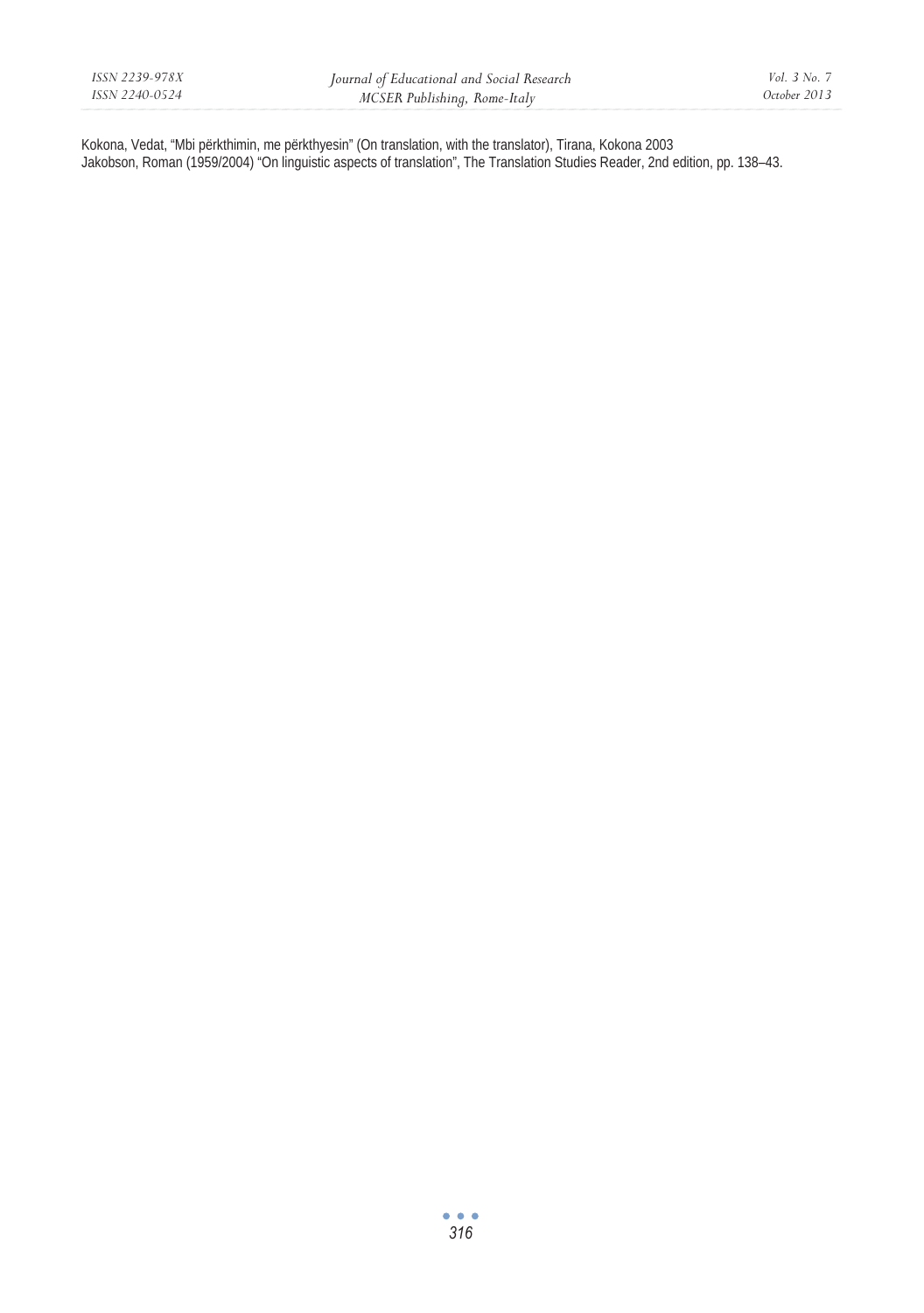Kokona, Vedat, “Mbi përkthimin, me përkthyesin” (On translation, with the translator), Tirana, Kokona 2003

Jakobson, Roman (1959/2004) “On linguistic aspects of translation”, The Translation Studies Reader, 2nd edition, pp. 138–43.